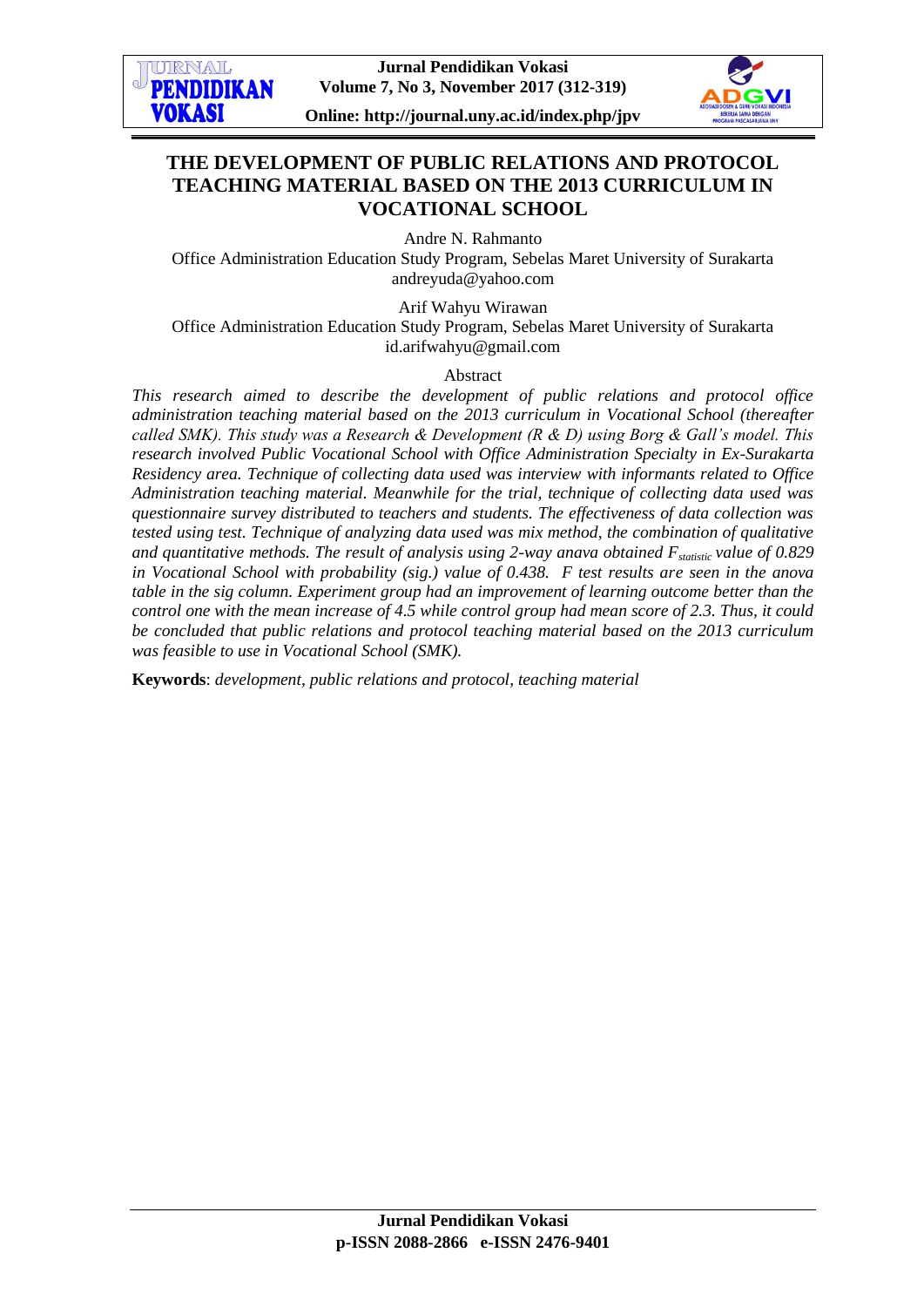# THE DEVELOPMENT OF PUBLIC RELATIONS AND PROTOCOL TEACHING MATERIAL BASED ON THE 2013 CURRICULUM IN VOCATIONAL SCHOOL

Andre N. Rahmanto
Office Administration Education Study Program, Sebelas Maret University of Surakarta
andreyuda@yahoo.com

Arif Wahyu Wirawan
Office Administration Education Study Program, Sebelas Maret University of Surakarta
id.arifwahyu@gmail.com

## Abstract

*This research aimed to describe the development of public relations and protocol office administration teaching material based on the 2013 curriculum in Vocational School (thereafter called SMK). This study was a Research & Development (R & D) using Borg & Gall's model. This research involved Public Vocational School with Office Administration Specialty in Ex-Surakarta Residency area. Technique of collecting data used was interview with informants related to Office Administration teaching material. Meanwhile for the trial, technique of collecting data used was questionnaire survey distributed to teachers and students. The effectiveness of data collection was tested using test. Technique of analyzing data used was mix method, the combination of qualitative and quantitative methods. The result of analysis using 2-way anava obtained $F_{statistic}$ value of 0.829 in Vocational School with probability (sig.) value of 0.438. F test results are seen in the anova table in the sig column. Experiment group had an improvement of learning outcome better than the control one with the mean increase of 4.5 while control group had mean score of 2.3. Thus, it could be concluded that public relations and protocol teaching material based on the 2013 curriculum was feasible to use in Vocational School (SMK).*

**Keywords**: *development, public relations and protocol, teaching material*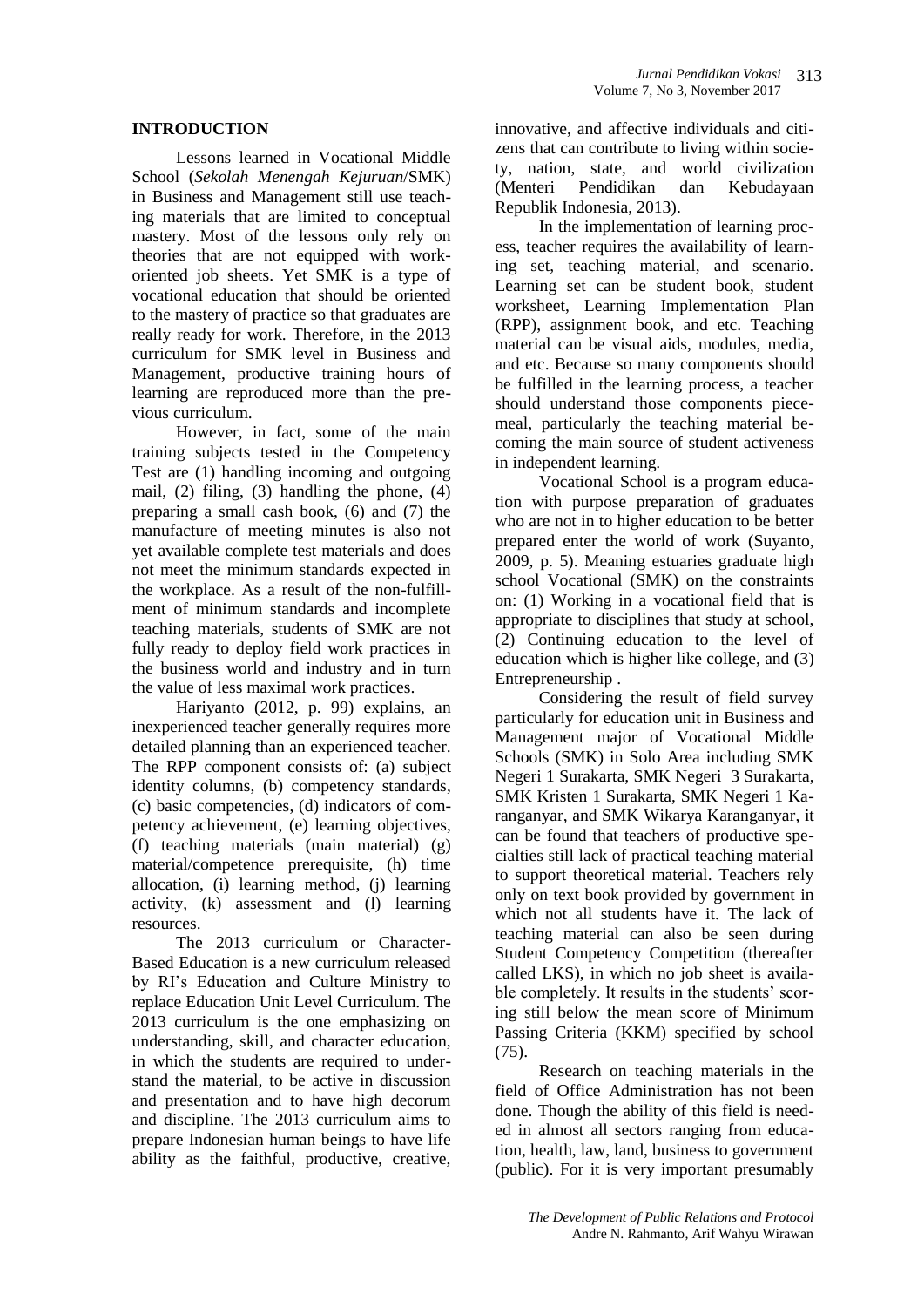## INTRODUCTION

Lessons learned in Vocational Middle School (*Sekolah Menengah Kejuruan*/SMK) in Business and Management still use teaching materials that are limited to conceptual mastery. Most of the lessons only rely on theories that are not equipped with work-oriented job sheets. Yet SMK is a type of vocational education that should be oriented to the mastery of practice so that graduates are really ready for work. Therefore, in the 2013 curriculum for SMK level in Business and Management, productive training hours of learning are reproduced more than the previous curriculum.

However, in fact, some of the main training subjects tested in the Competency Test are (1) handling incoming and outgoing mail, (2) filing, (3) handling the phone, (4) preparing a small cash book, (6) and (7) the manufacture of meeting minutes is also not yet available complete test materials and does not meet the minimum standards expected in the workplace. As a result of the non-fulfillment of minimum standards and incomplete teaching materials, students of SMK are not fully ready to deploy field work practices in the business world and industry and in turn the value of less maximal work practices.

Hariyanto (2012, p. 99) explains, an inexperienced teacher generally requires more detailed planning than an experienced teacher. The RPP component consists of: (a) subject identity columns, (b) competency standards, (c) basic competencies, (d) indicators of competency achievement, (e) learning objectives, (f) teaching materials (main material) (g) material/competence prerequisite, (h) time allocation, (i) learning method, (j) learning activity, (k) assessment and (l) learning resources.

The 2013 curriculum or Character-Based Education is a new curriculum released by RI's Education and Culture Ministry to replace Education Unit Level Curriculum. The 2013 curriculum is the one emphasizing on understanding, skill, and character education, in which the students are required to understand the material, to be active in discussion and presentation and to have high decorum and discipline. The 2013 curriculum aims to prepare Indonesian human beings to have life ability as the faithful, productive, creative, innovative, and affective individuals and citizens that can contribute to living within society, nation, state, and world civilization (Menteri Pendidikan dan Kebudayaan Republik Indonesia, 2013).

In the implementation of learning process, teacher requires the availability of learning set, teaching material, and scenario. Learning set can be student book, student worksheet, Learning Implementation Plan (RPP), assignment book, and etc. Teaching material can be visual aids, modules, media, and etc. Because so many components should be fulfilled in the learning process, a teacher should understand those components piecemeal, particularly the teaching material becoming the main source of student activeness in independent learning.

Vocational School is a program education with purpose preparation of graduates who are not in to higher education to be better prepared enter the world of work (Suyanto, 2009, p. 5). Meaning estuaries graduate high school Vocational (SMK) on the constraints on: (1) Working in a vocational field that is appropriate to disciplines that study at school, (2) Continuing education to the level of education which is higher like college, and (3) Entrepreneurship .

Considering the result of field survey particularly for education unit in Business and Management major of Vocational Middle Schools (SMK) in Solo Area including SMK Negeri 1 Surakarta, SMK Negeri 3 Surakarta, SMK Kristen 1 Surakarta, SMK Negeri 1 Karanganyar, and SMK Wikarya Karanganyar, it can be found that teachers of productive specialties still lack of practical teaching material to support theoretical material. Teachers rely only on text book provided by government in which not all students have it. The lack of teaching material can also be seen during Student Competency Competition (thereafter called LKS), in which no job sheet is available completely. It results in the students' scoring still below the mean score of Minimum Passing Criteria (KKM) specified by school (75).

Research on teaching materials in the field of Office Administration has not been done. Though the ability of this field is needed in almost all sectors ranging from education, health, law, land, business to government (public). For it is very important presumably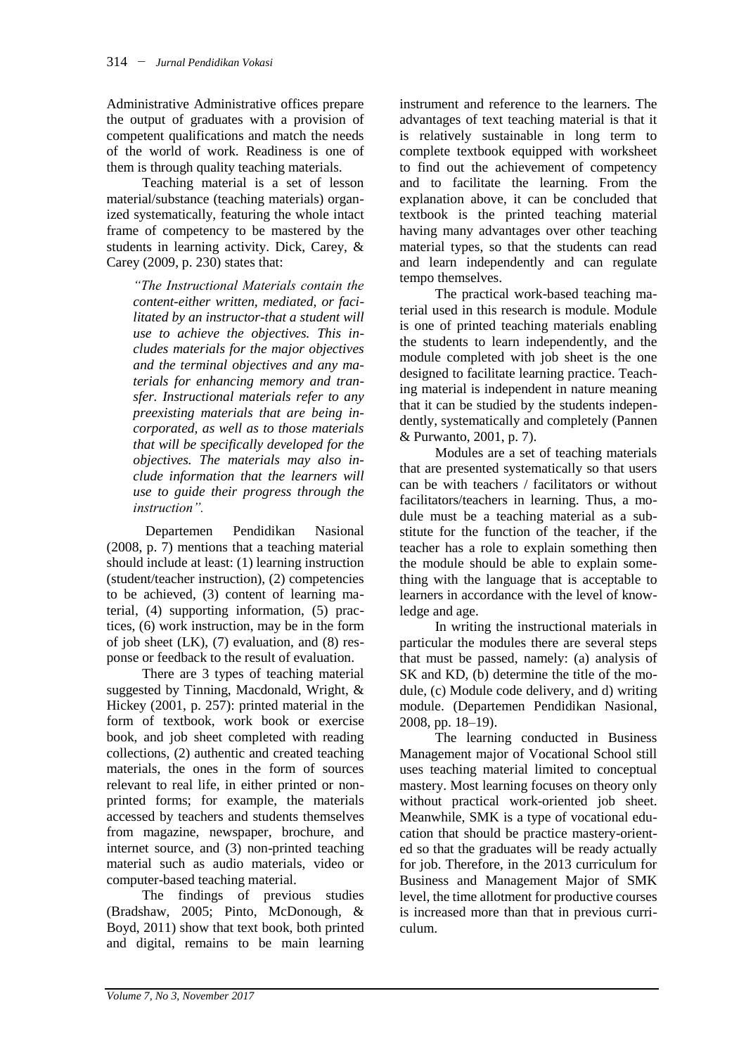Administrative Administrative offices prepare the output of graduates with a provision of competent qualifications and match the needs of the world of work. Readiness is one of them is through quality teaching materials.

Teaching material is a set of lesson material/substance (teaching materials) organized systematically, featuring the whole intact frame of competency to be mastered by the students in learning activity. Dick, Carey, & Carey (2009, p. 230) states that:

> *"The Instructional Materials contain the content-either written, mediated, or facilitated by an instructor-that a student will use to achieve the objectives. This includes materials for the major objectives and the terminal objectives and any materials for enhancing memory and transfer. Instructional materials refer to any preexisting materials that are being incorporated, as well as to those materials that will be specifically developed for the objectives. The materials may also include information that the learners will use to guide their progress through the instruction".*

Departemen Pendidikan Nasional (2008, p. 7) mentions that a teaching material should include at least: (1) learning instruction (student/teacher instruction), (2) competencies to be achieved, (3) content of learning material, (4) supporting information, (5) practices, (6) work instruction, may be in the form of job sheet (LK), (7) evaluation, and (8) response or feedback to the result of evaluation.

There are 3 types of teaching material suggested by Tinning, Macdonald, Wright, & Hickey (2001, p. 257): printed material in the form of textbook, work book or exercise book, and job sheet completed with reading collections, (2) authentic and created teaching materials, the ones in the form of sources relevant to real life, in either printed or non-printed forms; for example, the materials accessed by teachers and students themselves from magazine, newspaper, brochure, and internet source, and (3) non-printed teaching material such as audio materials, video or computer-based teaching material.

The findings of previous studies (Bradshaw, 2005; Pinto, McDonough, & Boyd, 2011) show that text book, both printed and digital, remains to be main learning instrument and reference to the learners. The advantages of text teaching material is that it is relatively sustainable in long term to complete textbook equipped with worksheet to find out the achievement of competency and to facilitate the learning. From the explanation above, it can be concluded that textbook is the printed teaching material having many advantages over other teaching material types, so that the students can read and learn independently and can regulate tempo themselves.

The practical work-based teaching material used in this research is module. Module is one of printed teaching materials enabling the students to learn independently, and the module completed with job sheet is the one designed to facilitate learning practice. Teaching material is independent in nature meaning that it can be studied by the students independently, systematically and completely (Pannen & Purwanto, 2001, p. 7).

Modules are a set of teaching materials that are presented systematically so that users can be with teachers / facilitators or without facilitators/teachers in learning. Thus, a module must be a teaching material as a substitute for the function of the teacher, if the teacher has a role to explain something then the module should be able to explain something with the language that is acceptable to learners in accordance with the level of knowledge and age.

In writing the instructional materials in particular the modules there are several steps that must be passed, namely: (a) analysis of SK and KD, (b) determine the title of the module, (c) Module code delivery, and d) writing module. (Departemen Pendidikan Nasional, 2008, pp. 18–19).

The learning conducted in Business Management major of Vocational School still uses teaching material limited to conceptual mastery. Most learning focuses on theory only without practical work-oriented job sheet. Meanwhile, SMK is a type of vocational education that should be practice mastery-oriented so that the graduates will be ready actually for job. Therefore, in the 2013 curriculum for Business and Management Major of SMK level, the time allotment for productive courses is increased more than that in previous curriculum.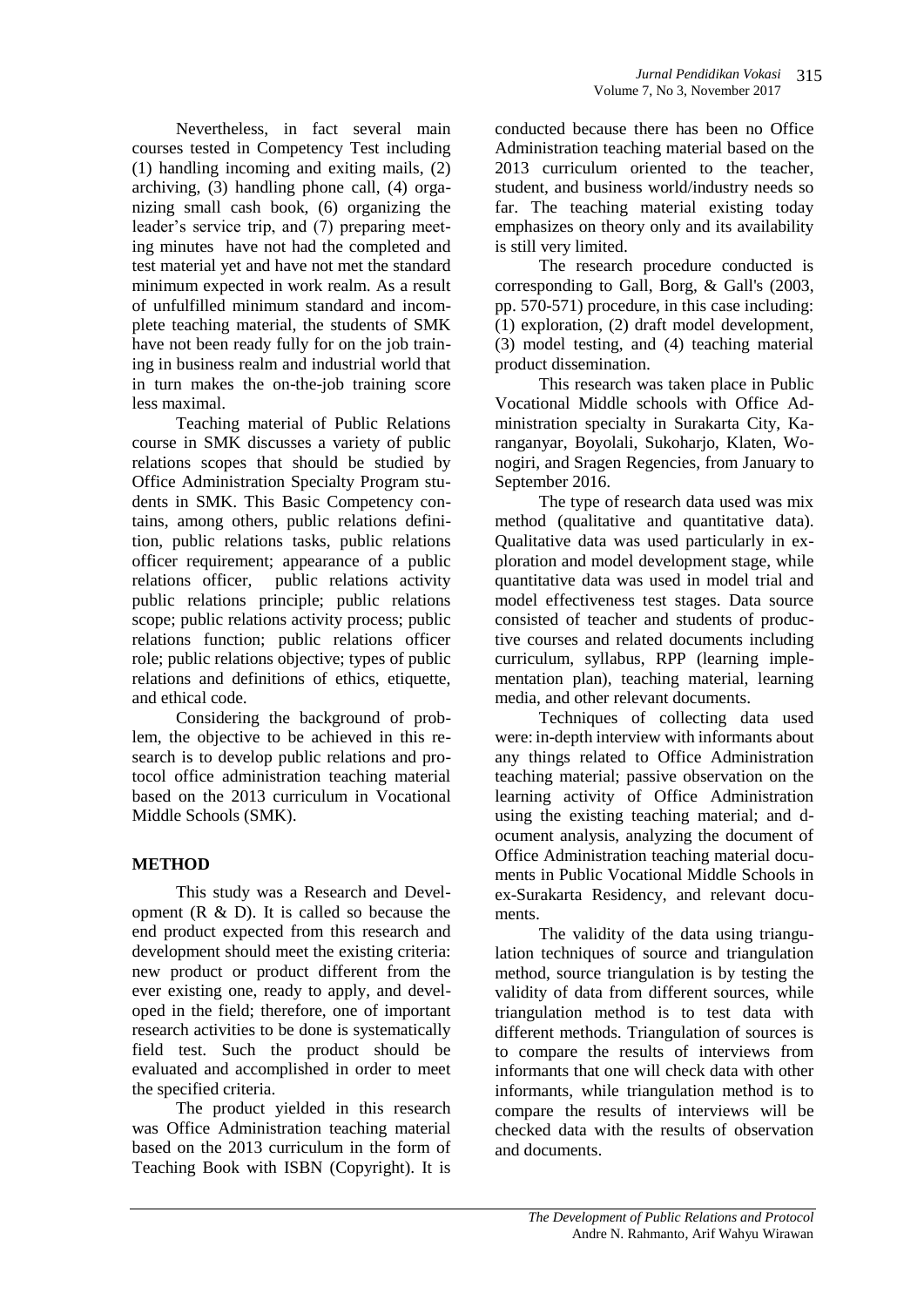Nevertheless, in fact several main courses tested in Competency Test including (1) handling incoming and exiting mails, (2) archiving, (3) handling phone call, (4) organizing small cash book, (6) organizing the leader's service trip, and (7) preparing meeting minutes have not had the completed and test material yet and have not met the standard minimum expected in work realm. As a result of unfulfilled minimum standard and incomplete teaching material, the students of SMK have not been ready fully for on the job training in business realm and industrial world that in turn makes the on-the-job training score less maximal.

Teaching material of Public Relations course in SMK discusses a variety of public relations scopes that should be studied by Office Administration Specialty Program students in SMK. This Basic Competency contains, among others, public relations definition, public relations tasks, public relations officer requirement; appearance of a public relations officer, public relations activity public relations principle; public relations scope; public relations activity process; public relations function; public relations officer role; public relations objective; types of public relations and definitions of ethics, etiquette, and ethical code.

Considering the background of problem, the objective to be achieved in this research is to develop public relations and protocol office administration teaching material based on the 2013 curriculum in Vocational Middle Schools (SMK).

## METHOD

This study was a Research and Development (R & D). It is called so because the end product expected from this research and development should meet the existing criteria: new product or product different from the ever existing one, ready to apply, and developed in the field; therefore, one of important research activities to be done is systematically field test. Such the product should be evaluated and accomplished in order to meet the specified criteria.

The product yielded in this research was Office Administration teaching material based on the 2013 curriculum in the form of Teaching Book with ISBN (Copyright). It is conducted because there has been no Office Administration teaching material based on the 2013 curriculum oriented to the teacher, student, and business world/industry needs so far. The teaching material existing today emphasizes on theory only and its availability is still very limited.

The research procedure conducted is corresponding to Gall, Borg, & Gall's (2003, pp. 570-571) procedure, in this case including: (1) exploration, (2) draft model development, (3) model testing, and (4) teaching material product dissemination.

This research was taken place in Public Vocational Middle schools with Office Administration specialty in Surakarta City, Karanganyar, Boyolali, Sukoharjo, Klaten, Wonogiri, and Sragen Regencies, from January to September 2016.

The type of research data used was mix method (qualitative and quantitative data). Qualitative data was used particularly in exploration and model development stage, while quantitative data was used in model trial and model effectiveness test stages. Data source consisted of teacher and students of productive courses and related documents including curriculum, syllabus, RPP (learning implementation plan), teaching material, learning media, and other relevant documents.

Techniques of collecting data used were: in-depth interview with informants about any things related to Office Administration teaching material; passive observation on the learning activity of Office Administration using the existing teaching material; and document analysis, analyzing the document of Office Administration teaching material documents in Public Vocational Middle Schools in ex-Surakarta Residency, and relevant documents.

The validity of the data using triangulation techniques of source and triangulation method, source triangulation is by testing the validity of data from different sources, while triangulation method is to test data with different methods. Triangulation of sources is to compare the results of interviews from informants that one will check data with other informants, while triangulation method is to compare the results of interviews will be checked data with the results of observation and documents.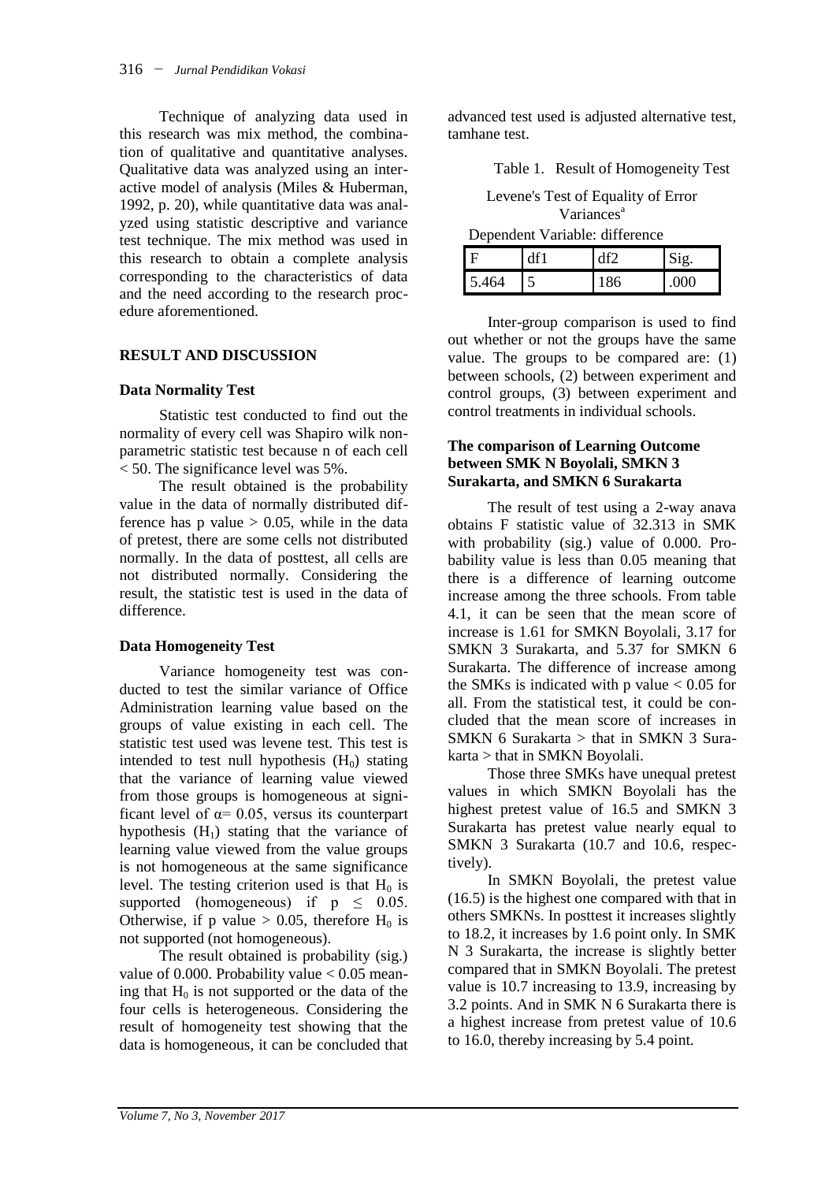Technique of analyzing data used in this research was mix method, the combination of qualitative and quantitative analyses. Qualitative data was analyzed using an interactive model of analysis (Miles & Huberman, 1992, p. 20), while quantitative data was analyzed using statistic descriptive and variance test technique. The mix method was used in this research to obtain a complete analysis corresponding to the characteristics of data and the need according to the research procedure aforementioned.

## RESULT AND DISCUSSION

### Data Normality Test

Statistic test conducted to find out the normality of every cell was Shapiro wilk nonparametric statistic test because n of each cell < 50. The significance level was 5%.

The result obtained is the probability value in the data of normally distributed difference has p value > 0.05, while in the data of pretest, there are some cells not distributed normally. In the data of posttest, all cells are not distributed normally. Considering the result, the statistic test is used in the data of difference.

### Data Homogeneity Test

Variance homogeneity test was conducted to test the similar variance of Office Administration learning value based on the groups of value existing in each cell. The statistic test used was levene test. This test is intended to test null hypothesis ($H_0$) stating that the variance of learning value viewed from those groups is homogeneous at significant level of $\alpha$= 0.05, versus its counterpart hypothesis ($H_1$) stating that the variance of learning value viewed from the value groups is not homogeneous at the same significance level. The testing criterion used is that $H_0$ is supported (homogeneous) if $p \leq 0.05$. Otherwise, if p value > 0.05, therefore $H_0$ is not supported (not homogeneous).

The result obtained is probability (sig.) value of 0.000. Probability value < 0.05 meaning that $H_0$ is not supported or the data of the four cells is heterogeneous. Considering the result of homogeneity test showing that the data is homogeneous, it can be concluded that advanced test used is adjusted alternative test, tamhane test.

Table 1. Result of Homogeneity Test

Levene's Test of Equality of Error Variances[a]

Dependent Variable: difference

| F | df1 | df2 | Sig. |
|---|---|---|---|
| 5.464 | 5 | 186 | .000 |

Inter-group comparison is used to find out whether or not the groups have the same value. The groups to be compared are: (1) between schools, (2) between experiment and control groups, (3) between experiment and control treatments in individual schools.

### The comparison of Learning Outcome between SMK N Boyolali, SMKN 3 Surakarta, and SMKN 6 Surakarta

The result of test using a 2-way anava obtains F statistic value of 32.313 in SMK with probability (sig.) value of 0.000. Probability value is less than 0.05 meaning that there is a difference of learning outcome increase among the three schools. From table 4.1, it can be seen that the mean score of increase is 1.61 for SMKN Boyolali, 3.17 for SMKN 3 Surakarta, and 5.37 for SMKN 6 Surakarta. The difference of increase among the SMKs is indicated with p value < 0.05 for all. From the statistical test, it could be concluded that the mean score of increases in SMKN 6 Surakarta > that in SMKN 3 Surakarta > that in SMKN Boyolali.

Those three SMKs have unequal pretest values in which SMKN Boyolali has the highest pretest value of 16.5 and SMKN 3 Surakarta has pretest value nearly equal to SMKN 3 Surakarta (10.7 and 10.6, respectively).

In SMKN Boyolali, the pretest value (16.5) is the highest one compared with that in others SMKNs. In posttest it increases slightly to 18.2, it increases by 1.6 point only. In SMK N 3 Surakarta, the increase is slightly better compared that in SMKN Boyolali. The pretest value is 10.7 increasing to 13.9, increasing by 3.2 points. And in SMK N 6 Surakarta there is a highest increase from pretest value of 10.6 to 16.0, thereby increasing by 5.4 point.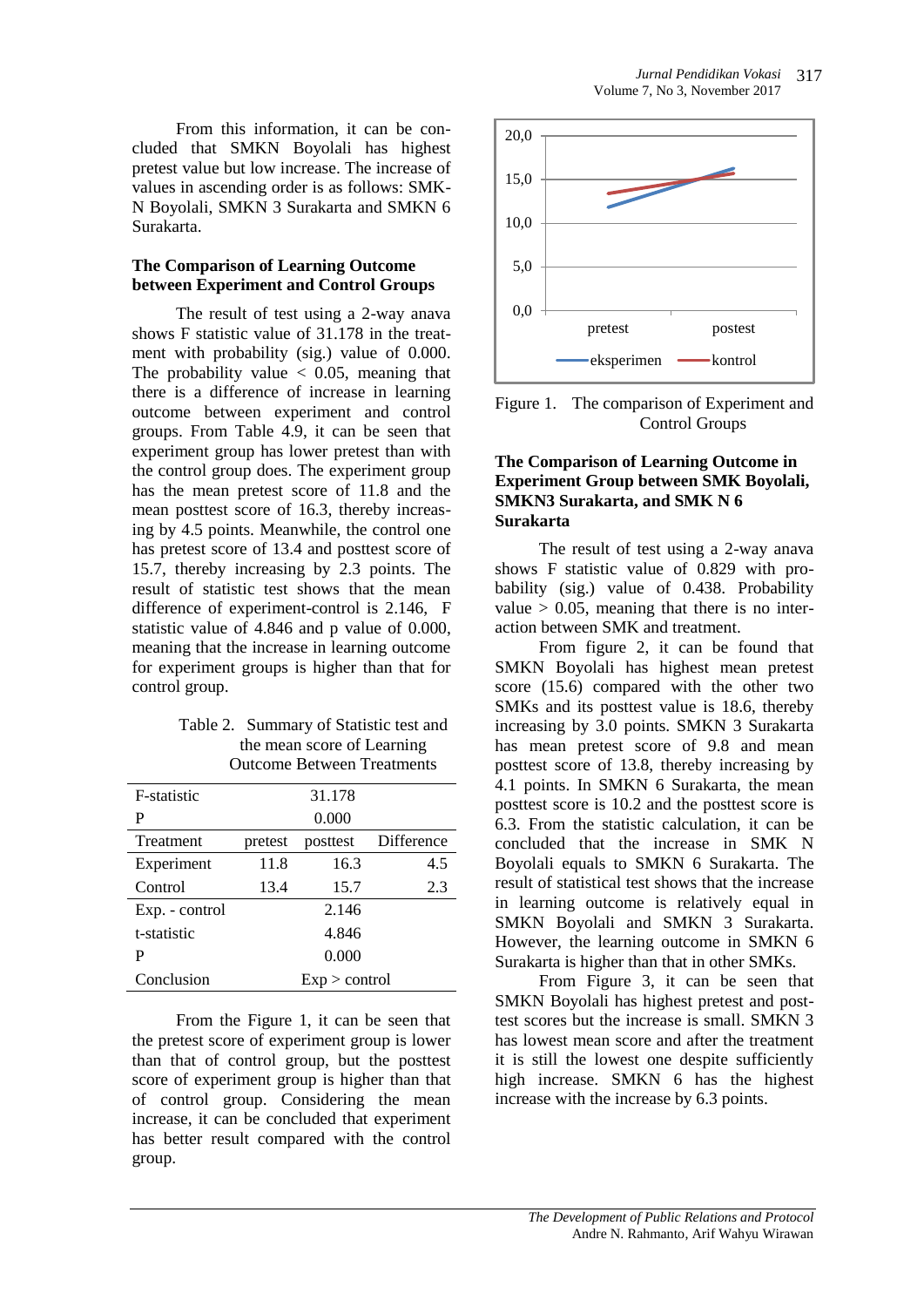From this information, it can be concluded that SMKN Boyolali has highest pretest value but low increase. The increase of values in ascending order is as follows: SMKN Boyolali, SMKN 3 Surakarta and SMKN 6 Surakarta.

### The Comparison of Learning Outcome between Experiment and Control Groups

The result of test using a 2-way anava shows F statistic value of 31.178 in the treatment with probability (sig.) value of 0.000. The probability value < 0.05, meaning that there is a difference of increase in learning outcome between experiment and control groups. From Table 4.9, it can be seen that experiment group has lower pretest than with the control group does. The experiment group has the mean pretest score of 11.8 and the mean posttest score of 16.3, thereby increasing by 4.5 points. Meanwhile, the control one has pretest score of 13.4 and posttest score of 15.7, thereby increasing by 2.3 points. The result of statistic test shows that the mean difference of experiment-control is 2.146, F statistic value of 4.846 and p value of 0.000, meaning that the increase in learning outcome for experiment groups is higher than that for control group.

Table 2. Summary of Statistic test and the mean score of Learning Outcome Between Treatments

| F-statistic | 31.178 | | |
|---|---|---|---|
| P | 0.000 | | |
| Treatment | pretest | posttest | Difference |
| Experiment | 11.8 | 16.3 | 4.5 |
| Control | 13.4 | 15.7 | 2.3 |
| Exp. - control | 2.146 | | |
| t-statistic | 4.846 | | |
| P | 0.000 | | |
| Conclusion | Exp > control | | |

From the Figure 1, it can be seen that the pretest score of experiment group is lower than that of control group, but the posttest score of experiment group is higher than that of control group. Considering the mean increase, it can be concluded that experiment has better result compared with the control group.

Figure 1. The comparison of Experiment and Control Groups

### The Comparison of Learning Outcome in Experiment Group between SMK Boyolali, SMKN3 Surakarta, and SMK N 6 Surakarta

The result of test using a 2-way anava shows F statistic value of 0.829 with probability (sig.) value of 0.438. Probability value > 0.05, meaning that there is no interaction between SMK and treatment.

From figure 2, it can be found that SMKN Boyolali has highest mean pretest score (15.6) compared with the other two SMKs and its posttest value is 18.6, thereby increasing by 3.0 points. SMKN 3 Surakarta has mean pretest score of 9.8 and mean posttest score of 13.8, thereby increasing by 4.1 points. In SMKN 6 Surakarta, the mean posttest score is 10.2 and the posttest score is 6.3. From the statistic calculation, it can be concluded that the increase in SMK N Boyolali equals to SMKN 6 Surakarta. The result of statistical test shows that the increase in learning outcome is relatively equal in SMKN Boyolali and SMKN 3 Surakarta. However, the learning outcome in SMKN 6 Surakarta is higher than that in other SMKs.

From Figure 3, it can be seen that SMKN Boyolali has highest pretest and posttest scores but the increase is small. SMKN 3 has lowest mean score and after the treatment it is still the lowest one despite sufficiently high increase. SMKN 6 has the highest increase with the increase by 6.3 points.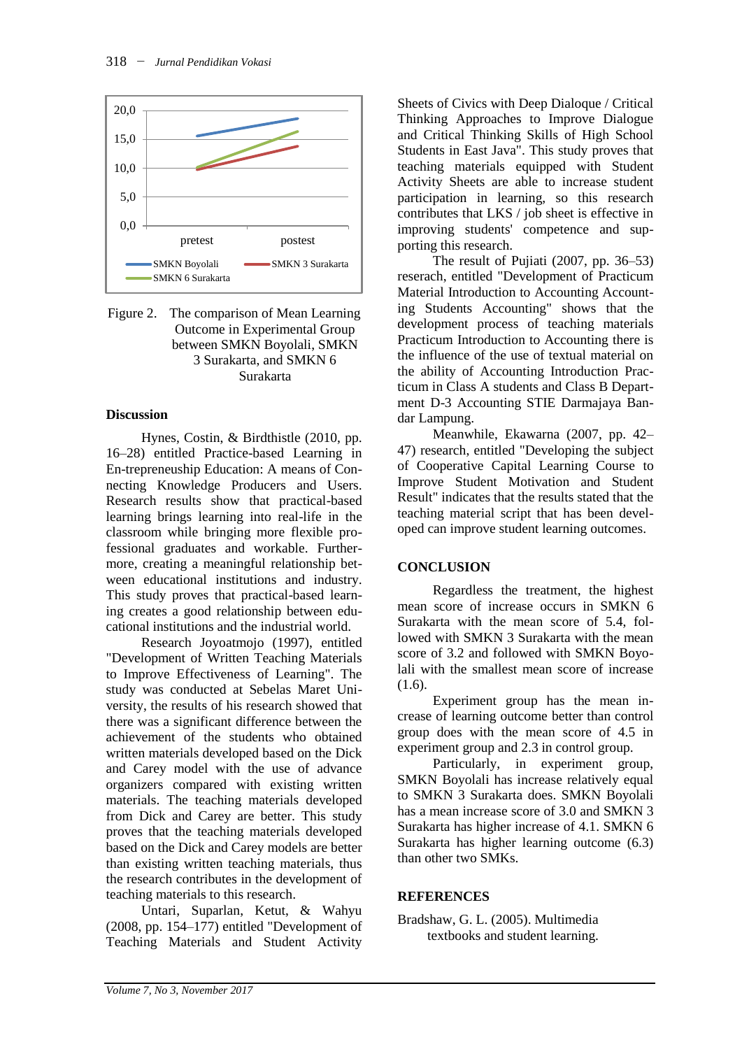Figure 2. The comparison of Mean Learning Outcome in Experimental Group between SMKN Boyolali, SMKN 3 Surakarta, and SMKN 6 Surakarta

### Discussion

Hynes, Costin, & Birdthistle (2010, pp. 16–28) entitled Practice-based Learning in En-trepreneuship Education: A means of Connecting Knowledge Producers and Users. Research results show that practical-based learning brings learning into real-life in the classroom while bringing more flexible professional graduates and workable. Furthermore, creating a meaningful relationship between educational institutions and industry. This study proves that practical-based learning creates a good relationship between educational institutions and the industrial world.

Research Joyoatmojo (1997), entitled "Development of Written Teaching Materials to Improve Effectiveness of Learning". The study was conducted at Sebelas Maret University, the results of his research showed that there was a significant difference between the achievement of the students who obtained written materials developed based on the Dick and Carey model with the use of advance organizers compared with existing written materials. The teaching materials developed from Dick and Carey are better. This study proves that the teaching materials developed based on the Dick and Carey models are better than existing written teaching materials, thus the research contributes in the development of teaching materials to this research.

Untari, Suparlan, Ketut, & Wahyu (2008, pp. 154–177) entitled "Development of Teaching Materials and Student Activity Sheets of Civics with Deep Dialoque / Critical Thinking Approaches to Improve Dialogue and Critical Thinking Skills of High School Students in East Java". This study proves that teaching materials equipped with Student Activity Sheets are able to increase student participation in learning, so this research contributes that LKS / job sheet is effective in improving students' competence and supporting this research.

The result of Pujiati (2007, pp. 36–53) reserach, entitled "Development of Practicum Material Introduction to Accounting Accounting Students Accounting" shows that the development process of teaching materials Practicum Introduction to Accounting there is the influence of the use of textual material on the ability of Accounting Introduction Practicum in Class A students and Class B Department D-3 Accounting STIE Darmajaya Bandar Lampung.

Meanwhile, Ekawarna (2007, pp. 42–47) research, entitled "Developing the subject of Cooperative Capital Learning Course to Improve Student Motivation and Student Result" indicates that the results stated that the teaching material script that has been developed can improve student learning outcomes.

## CONCLUSION

Regardless the treatment, the highest mean score of increase occurs in SMKN 6 Surakarta with the mean score of 5.4, followed with SMKN 3 Surakarta with the mean score of 3.2 and followed with SMKN Boyolali with the smallest mean score of increase (1.6).

Experiment group has the mean increase of learning outcome better than control group does with the mean score of 4.5 in experiment group and 2.3 in control group.

Particularly, in experiment group, SMKN Boyolali has increase relatively equal to SMKN 3 Surakarta does. SMKN Boyolali has a mean increase score of 3.0 and SMKN 3 Surakarta has higher increase of 4.1. SMKN 6 Surakarta has higher learning outcome (6.3) than other two SMKs.

## REFERENCES

Bradshaw, G. L. (2005). Multimedia textbooks and student learning.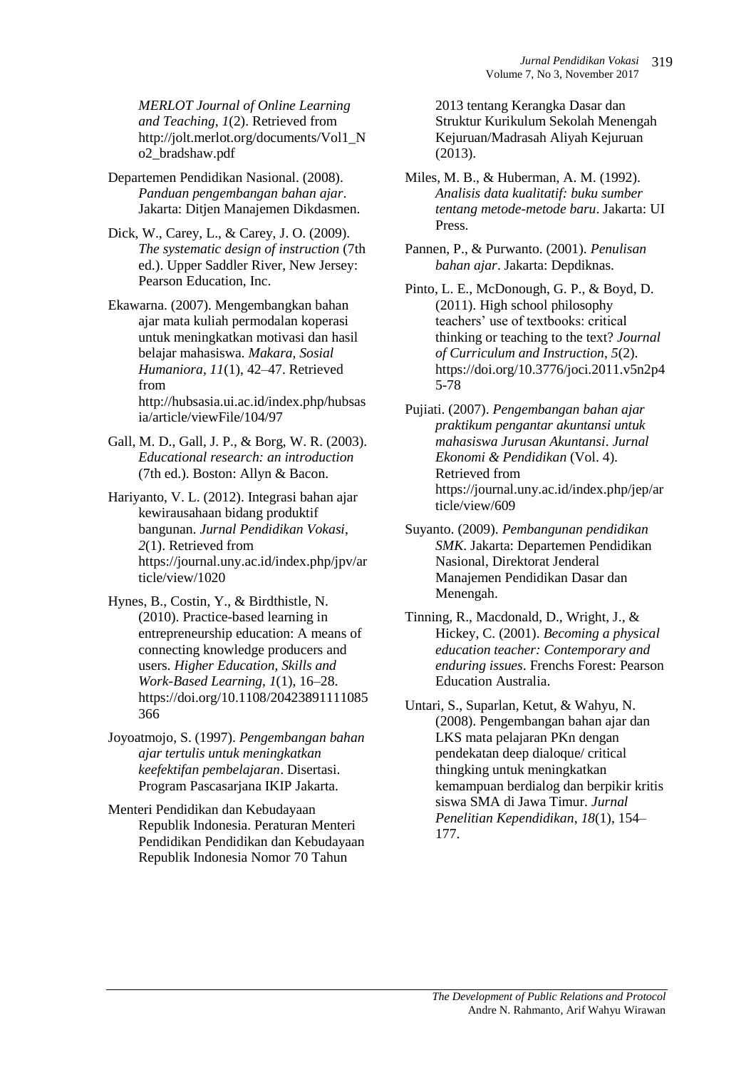*MERLOT Journal of Online Learning and Teaching*, *1*(2). Retrieved from http://jolt.merlot.org/documents/Vol1_No2_bradshaw.pdf

Departemen Pendidikan Nasional. (2008). *Panduan pengembangan bahan ajar*. Jakarta: Ditjen Manajemen Dikdasmen.

Dick, W., Carey, L., & Carey, J. O. (2009). *The systematic design of instruction* (7th ed.). Upper Saddler River, New Jersey: Pearson Education, Inc.

Ekawarna. (2007). Mengembangkan bahan ajar mata kuliah permodalan koperasi untuk meningkatkan motivasi dan hasil belajar mahasiswa. *Makara, Sosial Humaniora*, *11*(1), 42–47. Retrieved from http://hubsasia.ui.ac.id/index.php/hubsasia/article/viewFile/104/97

Gall, M. D., Gall, J. P., & Borg, W. R. (2003). *Educational research: an introduction* (7th ed.). Boston: Allyn & Bacon.

Hariyanto, V. L. (2012). Integrasi bahan ajar kewirausahaan bidang produktif bangunan. *Jurnal Pendidikan Vokasi*, *2*(1). Retrieved from https://journal.uny.ac.id/index.php/jpv/article/view/1020

Hynes, B., Costin, Y., & Birdthistle, N. (2010). Practice-based learning in entrepreneurship education: A means of connecting knowledge producers and users. *Higher Education, Skills and Work-Based Learning*, *1*(1), 16–28. https://doi.org/10.1108/20423891111085366

Joyoatmojo, S. (1997). *Pengembangan bahan ajar tertulis untuk meningkatkan keefektifan pembelajaran*. Disertasi. Program Pascasarjana IKIP Jakarta.

Menteri Pendidikan dan Kebudayaan Republik Indonesia. Peraturan Menteri Pendidikan Pendidikan dan Kebudayaan Republik Indonesia Nomor 70 Tahun 2013 tentang Kerangka Dasar dan Struktur Kurikulum Sekolah Menengah Kejuruan/Madrasah Aliyah Kejuruan (2013).

Miles, M. B., & Huberman, A. M. (1992). *Analisis data kualitatif: buku sumber tentang metode-metode baru*. Jakarta: UI Press.

Pannen, P., & Purwanto. (2001). *Penulisan bahan ajar*. Jakarta: Depdiknas.

Pinto, L. E., McDonough, G. P., & Boyd, D. (2011). High school philosophy teachers' use of textbooks: critical thinking or teaching to the text? *Journal of Curriculum and Instruction*, *5*(2). https://doi.org/10.3776/joci.2011.v5n2p45-78

Pujiati. (2007). *Pengembangan bahan ajar praktikum pengantar akuntansi untuk mahasiswa Jurusan Akuntansi*. *Jurnal Ekonomi & Pendidikan* (Vol. 4). Retrieved from https://journal.uny.ac.id/index.php/jep/article/view/609

Suyanto. (2009). *Pembangunan pendidikan SMK*. Jakarta: Departemen Pendidikan Nasional, Direktorat Jenderal Manajemen Pendidikan Dasar dan Menengah.

Tinning, R., Macdonald, D., Wright, J., & Hickey, C. (2001). *Becoming a physical education teacher: Contemporary and enduring issues*. Frenchs Forest: Pearson Education Australia.

Untari, S., Suparlan, Ketut, & Wahyu, N. (2008). Pengembangan bahan ajar dan LKS mata pelajaran PKn dengan pendekatan deep dialoque/ critical thingking untuk meningkatkan kemampuan berdialog dan berpikir kritis siswa SMA di Jawa Timur. *Jurnal Penelitian Kependidikan*, *18*(1), 154–177.